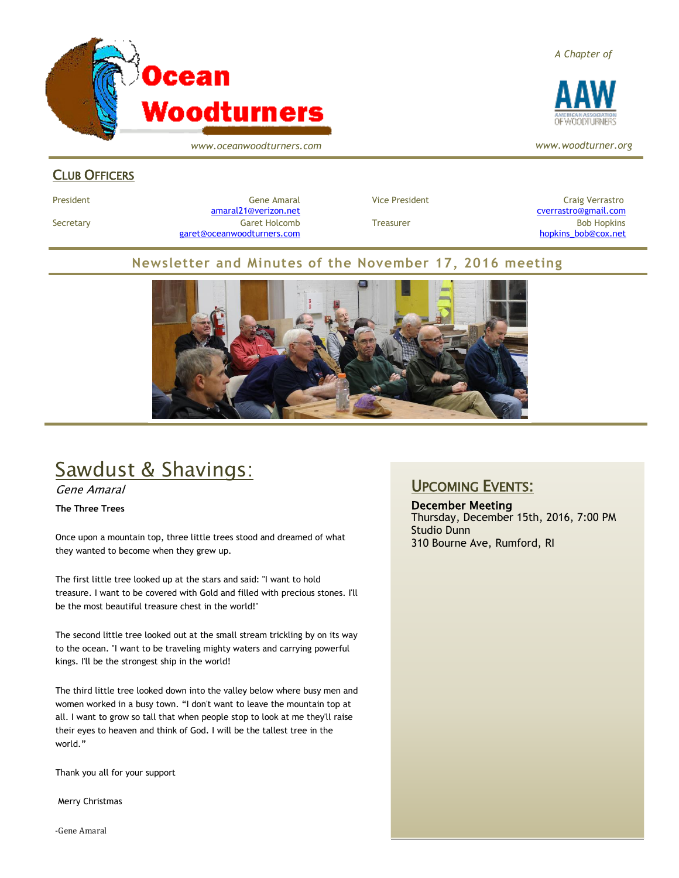# Ocean Woodturners

*www.oceanwoodturners.com*

*A Chapter of*

AAW

*www.woodturner.org*

## Club Officers

| | | | |
|---|---|---|---|
| President | Gene Amaral amaral21@verizon.net | Vice President | Craig Verrastro cverrastro@gmail.com |
| Secretary | Garet Holcomb garet@oceanwoodturners.com | Treasurer | Bob Hopkins hopkins_bob@cox.net |

## Newsletter and Minutes of the November 17, 2016 meeting

# Sawdust & Shavings:

*Gene Amaral*

**The Three Trees**

Once upon a mountain top, three little trees stood and dreamed of what they wanted to become when they grew up.

The first little tree looked up at the stars and said: "I want to hold treasure. I want to be covered with Gold and filled with precious stones. I'll be the most beautiful treasure chest in the world!"

The second little tree looked out at the small stream trickling by on its way to the ocean. "I want to be traveling mighty waters and carrying powerful kings. I'll be the strongest ship in the world!

The third little tree looked down into the valley below where busy men and women worked in a busy town. "I don't want to leave the mountain top at all. I want to grow so tall that when people stop to look at me they'll raise their eyes to heaven and think of God. I will be the tallest tree in the world."

Thank you all for your support

Merry Christmas

-Gene Amaral

## Upcoming Events:

**December Meeting**
Thursday, December 15th, 2016, 7:00 PM
Studio Dunn
310 Bourne Ave, Rumford, RI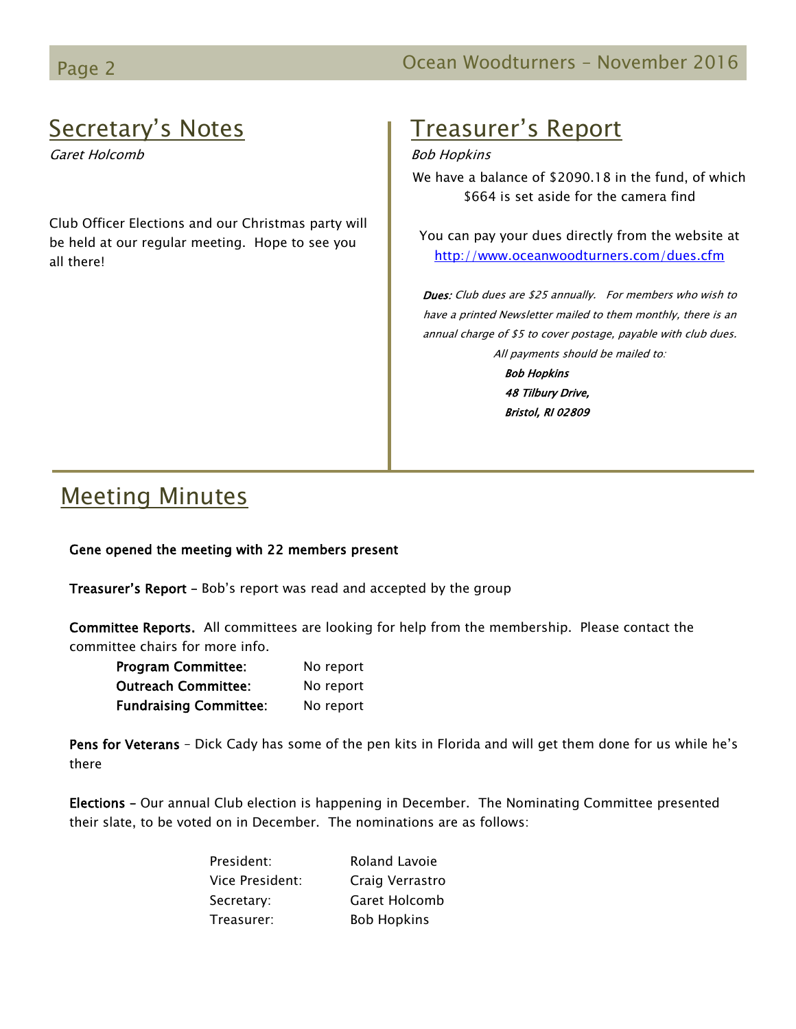## Secretary's Notes

*Garet Holcomb*

Club Officer Elections and our Christmas party will be held at our regular meeting. Hope to see you all there!

## Treasurer's Report

*Bob Hopkins*

We have a balance of $2090.18 in the fund, of which $664 is set aside for the camera find

You can pay your dues directly from the website at http://www.oceanwoodturners.com/dues.cfm

***Dues:*** *Club dues are $25 annually. For members who wish to have a printed Newsletter mailed to them monthly, there is an annual charge of $5 to cover postage, payable with club dues.*

*All payments should be mailed to:*

***Bob Hopkins***
***48 Tilbury Drive,***
***Bristol, RI 02809***

## Meeting Minutes

**Gene opened the meeting with 22 members present**

**Treasurer's Report** – Bob's report was read and accepted by the group

**Committee Reports.** All committees are looking for help from the membership. Please contact the committee chairs for more info.

| | |
|---|---|
| **Program Committee:** | No report |
| **Outreach Committee:** | No report |
| **Fundraising Committee:** | No report |

**Pens for Veterans** – Dick Cady has some of the pen kits in Florida and will get them done for us while he's there

**Elections** – Our annual Club election is happening in December. The Nominating Committee presented their slate, to be voted on in December. The nominations are as follows:

| | |
|---|---|
| President: | Roland Lavoie |
| Vice President: | Craig Verrastro |
| Secretary: | Garet Holcomb |
| Treasurer: | Bob Hopkins |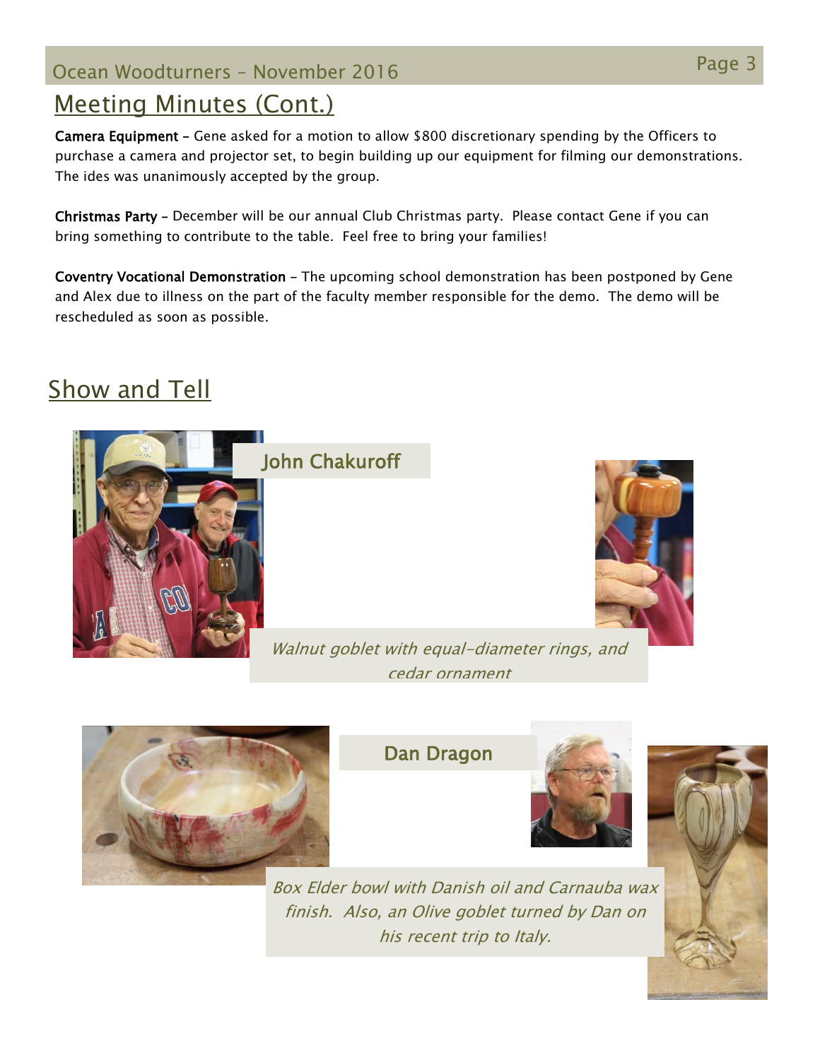## Meeting Minutes (Cont.)

**Camera Equipment** – Gene asked for a motion to allow $800 discretionary spending by the Officers to purchase a camera and projector set, to begin building up our equipment for filming our demonstrations. The ides was unanimously accepted by the group.

**Christmas Party** – December will be our annual Club Christmas party. Please contact Gene if you can bring something to contribute to the table. Feel free to bring your families!

**Coventry Vocational Demonstration** – The upcoming school demonstration has been postponed by Gene and Alex due to illness on the part of the faculty member responsible for the demo. The demo will be rescheduled as soon as possible.

## Show and Tell

### John Chakuroff

*Walnut goblet with equal-diameter rings, and cedar ornament*

### Dan Dragon

*Box Elder bowl with Danish oil and Carnauba wax finish. Also, an Olive goblet turned by Dan on his recent trip to Italy.*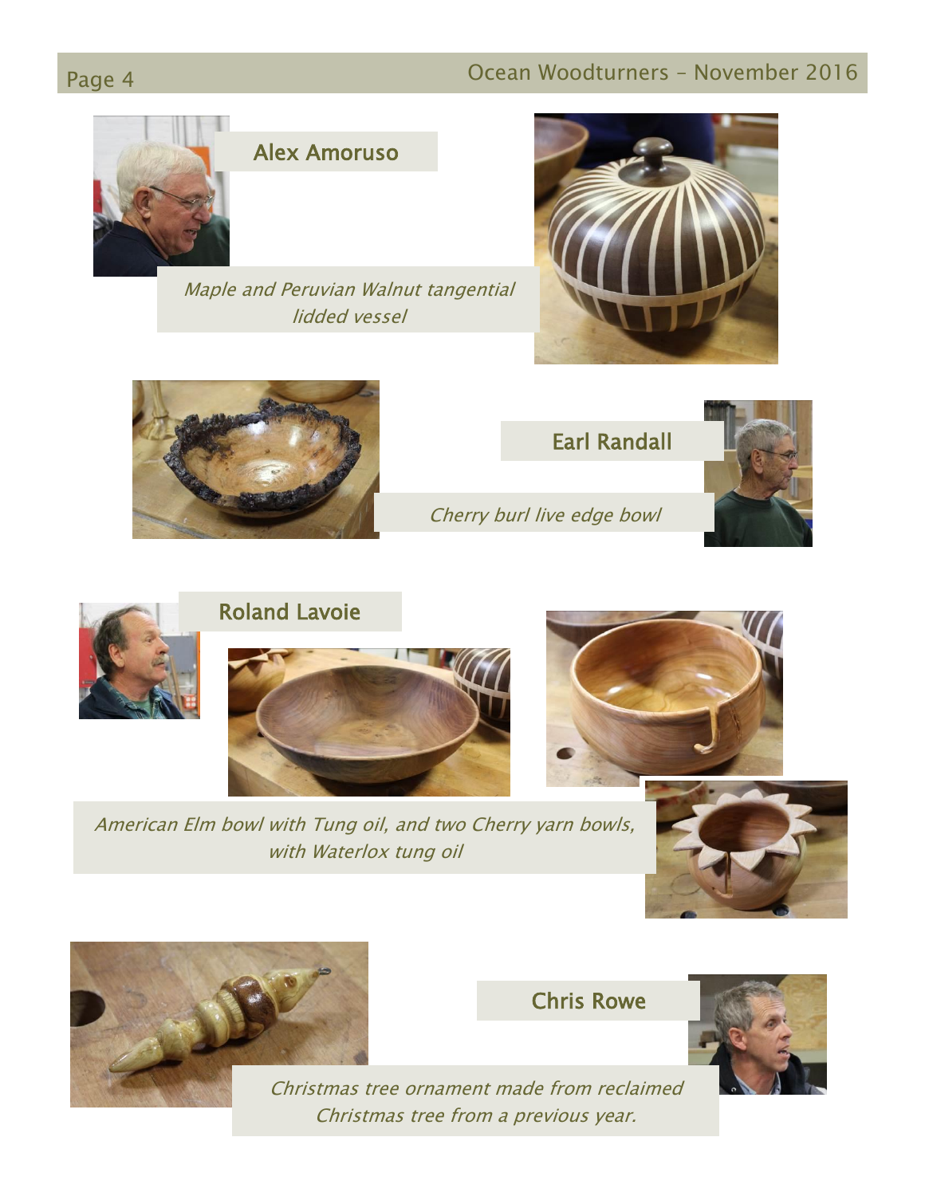## Alex Amoruso

*Maple and Peruvian Walnut tangential lidded vessel*

## Earl Randall

*Cherry burl live edge bowl*

## Roland Lavoie

*American Elm bowl with Tung oil, and two Cherry yarn bowls, with Waterlox tung oil*

## Chris Rowe

*Christmas tree ornament made from reclaimed Christmas tree from a previous year.*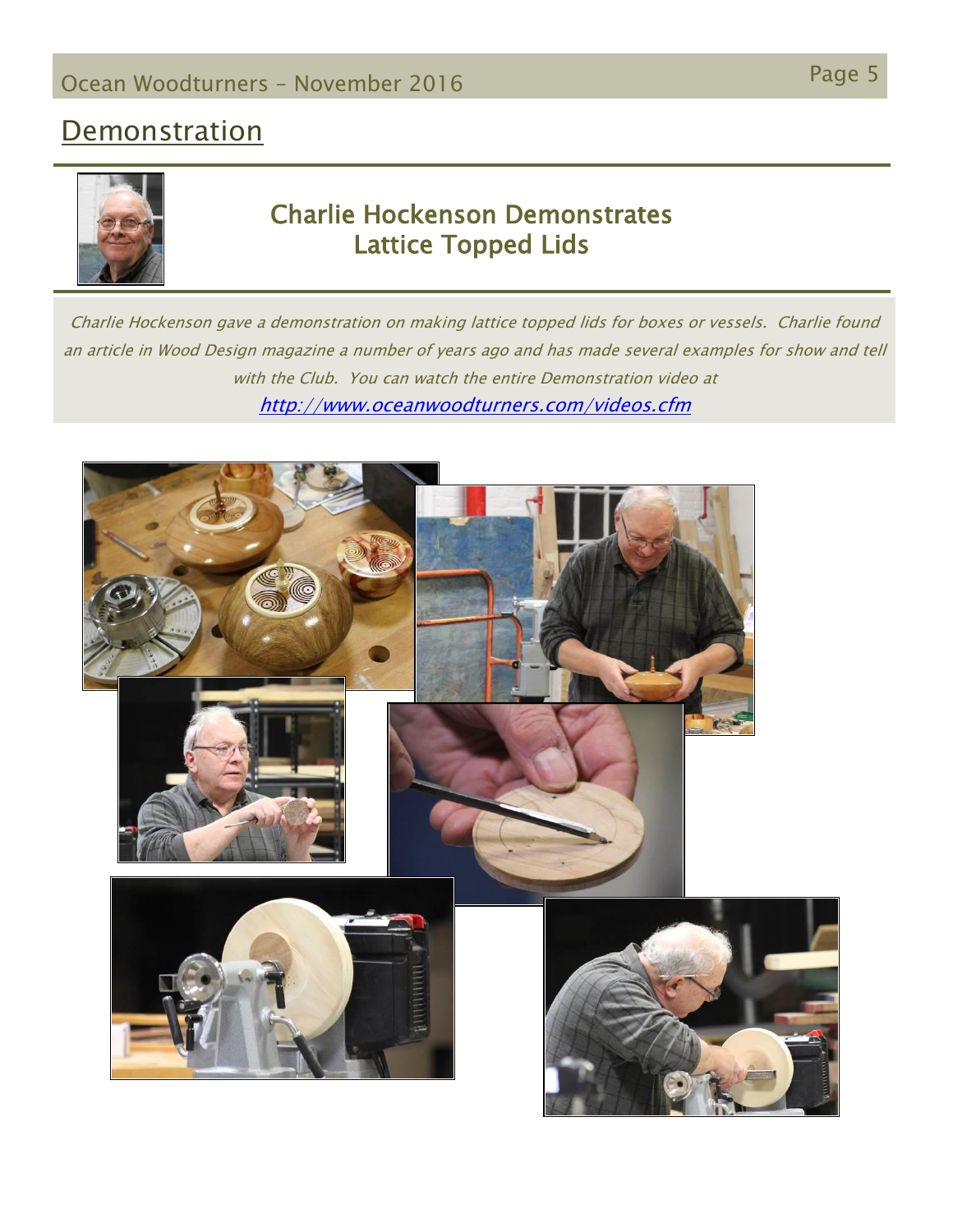## Demonstration

### Charlie Hockenson Demonstrates Lattice Topped Lids

*Charlie Hockenson gave a demonstration on making lattice topped lids for boxes or vessels. Charlie found an article in Wood Design magazine a number of years ago and has made several examples for show and tell with the Club. You can watch the entire Demonstration video at [http://www.oceanwoodturners.com/videos.cfm](http://www.oceanwoodturners.com/videos.cfm)*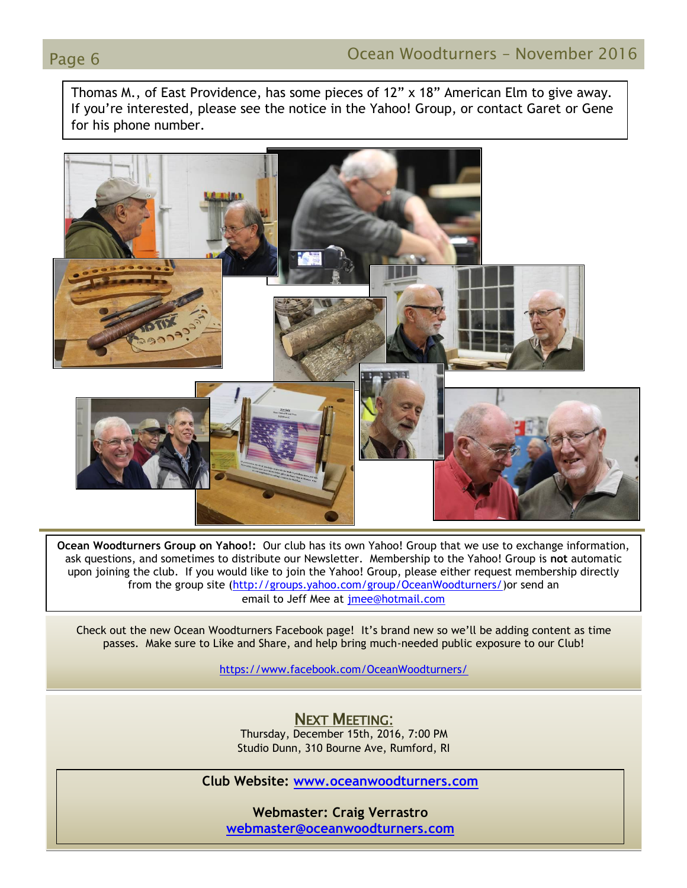Thomas M., of East Providence, has some pieces of 12” x 18” American Elm to give away. If you’re interested, please see the notice in the Yahoo! Group, or contact Garet or Gene for his phone number.

**Ocean Woodturners Group on Yahoo!:** Our club has its own Yahoo! Group that we use to exchange information, ask questions, and sometimes to distribute our Newsletter. Membership to the Yahoo! Group is **not** automatic upon joining the club. If you would like to join the Yahoo! Group, please either request membership directly from the group site (http://groups.yahoo.com/group/OceanWoodturners/)or send an email to Jeff Mee at jmee@hotmail.com

Check out the new Ocean Woodturners Facebook page! It’s brand new so we’ll be adding content as time passes. Make sure to Like and Share, and help bring much-needed public exposure to our Club!

https://www.facebook.com/OceanWoodturners/

## Next Meeting:

Thursday, December 15th, 2016, 7:00 PM
Studio Dunn, 310 Bourne Ave, Rumford, RI

**Club Website: www.oceanwoodturners.com**

**Webmaster: Craig Verrastro**
**webmaster@oceanwoodturners.com**